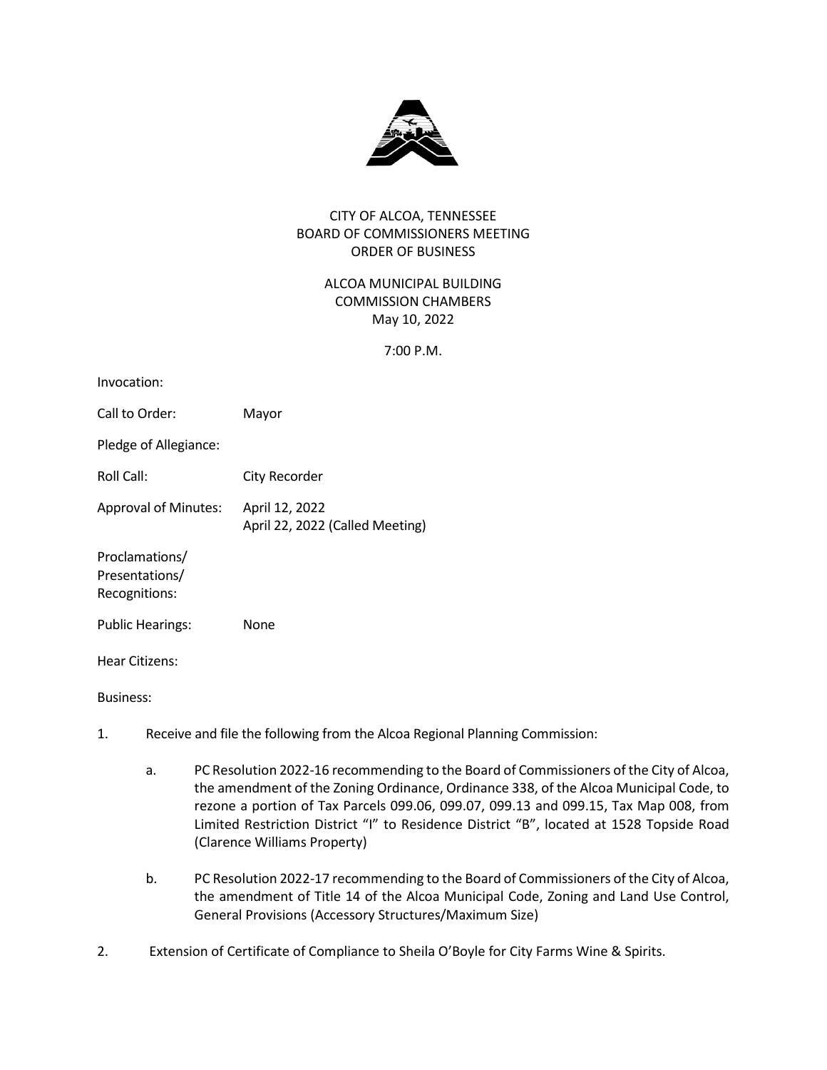CITY OF ALCOA, TENNESSEE
BOARD OF COMMISSIONERS MEETING
ORDER OF BUSINESS

ALCOA MUNICIPAL BUILDING
COMMISSION CHAMBERS
May 10, 2022

7:00 P.M.

Invocation:

Call to Order: Mayor

Pledge of Allegiance:

Roll Call: City Recorder

Approval of Minutes: April 12, 2022
April 22, 2022 (Called Meeting)

Proclamations/
Presentations/
Recognitions:

Public Hearings: None

Hear Citizens:

Business:

1. Receive and file the following from the Alcoa Regional Planning Commission:

    a. PC Resolution 2022-16 recommending to the Board of Commissioners of the City of Alcoa, the amendment of the Zoning Ordinance, Ordinance 338, of the Alcoa Municipal Code, to rezone a portion of Tax Parcels 099.06, 099.07, 099.13 and 099.15, Tax Map 008, from Limited Restriction District "I" to Residence District "B", located at 1528 Topside Road (Clarence Williams Property)

    b. PC Resolution 2022-17 recommending to the Board of Commissioners of the City of Alcoa, the amendment of Title 14 of the Alcoa Municipal Code, Zoning and Land Use Control, General Provisions (Accessory Structures/Maximum Size)

2. Extension of Certificate of Compliance to Sheila O'Boyle for City Farms Wine & Spirits.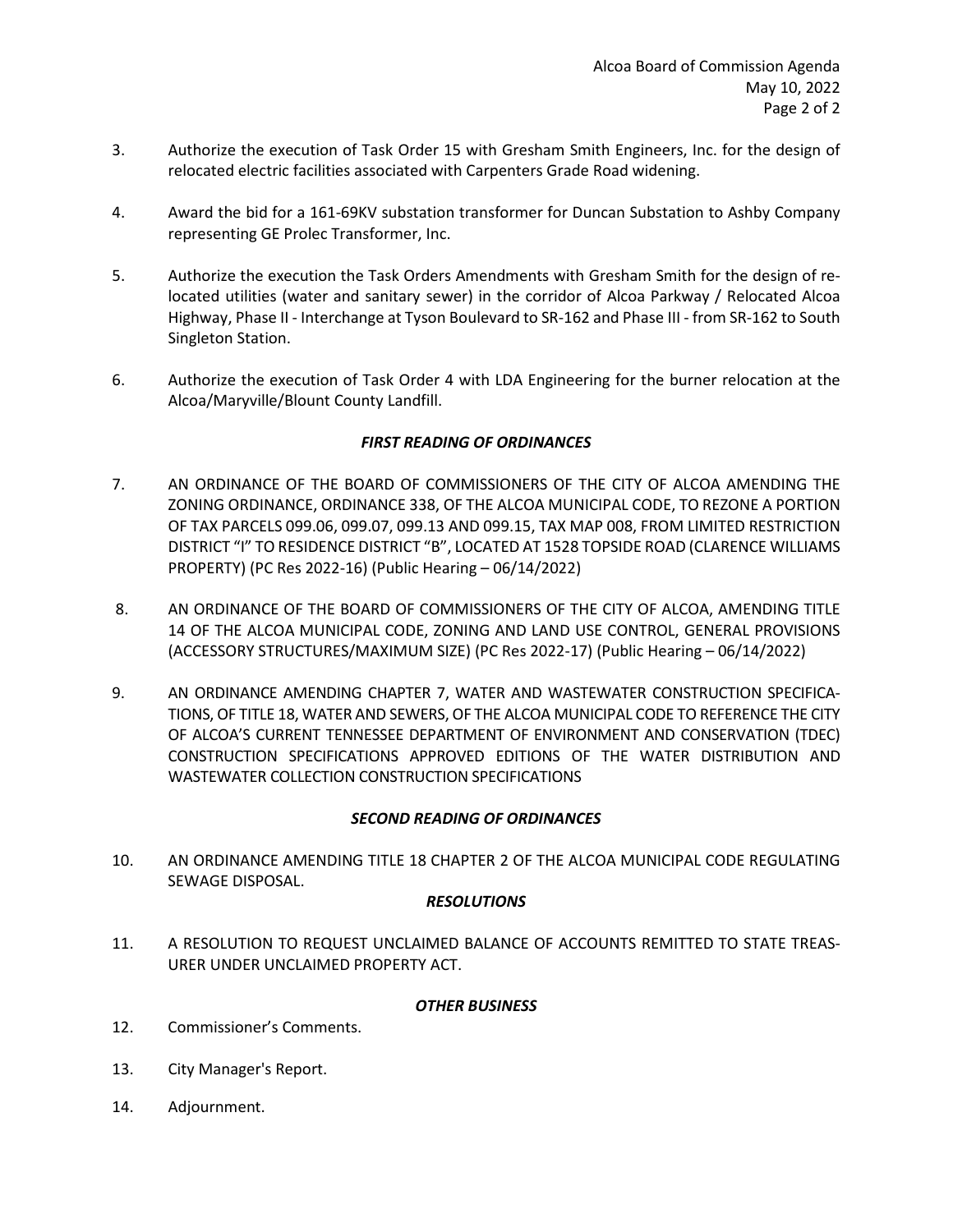3. Authorize the execution of Task Order 15 with Gresham Smith Engineers, Inc. for the design of relocated electric facilities associated with Carpenters Grade Road widening.

4. Award the bid for a 161-69KV substation transformer for Duncan Substation to Ashby Company representing GE Prolec Transformer, Inc.

5. Authorize the execution the Task Orders Amendments with Gresham Smith for the design of re-located utilities (water and sanitary sewer) in the corridor of Alcoa Parkway / Relocated Alcoa Highway, Phase II - Interchange at Tyson Boulevard to SR-162 and Phase III - from SR-162 to South Singleton Station.

6. Authorize the execution of Task Order 4 with LDA Engineering for the burner relocation at the Alcoa/Maryville/Blount County Landfill.

### *FIRST READING OF ORDINANCES*

7. AN ORDINANCE OF THE BOARD OF COMMISSIONERS OF THE CITY OF ALCOA AMENDING THE ZONING ORDINANCE, ORDINANCE 338, OF THE ALCOA MUNICIPAL CODE, TO REZONE A PORTION OF TAX PARCELS 099.06, 099.07, 099.13 AND 099.15, TAX MAP 008, FROM LIMITED RESTRICTION DISTRICT "I" TO RESIDENCE DISTRICT "B", LOCATED AT 1528 TOPSIDE ROAD (CLARENCE WILLIAMS PROPERTY) (PC Res 2022-16) (Public Hearing – 06/14/2022)

8. AN ORDINANCE OF THE BOARD OF COMMISSIONERS OF THE CITY OF ALCOA, AMENDING TITLE 14 OF THE ALCOA MUNICIPAL CODE, ZONING AND LAND USE CONTROL, GENERAL PROVISIONS (ACCESSORY STRUCTURES/MAXIMUM SIZE) (PC Res 2022-17) (Public Hearing – 06/14/2022)

9. AN ORDINANCE AMENDING CHAPTER 7, WATER AND WASTEWATER CONSTRUCTION SPECIFICA-TIONS, OF TITLE 18, WATER AND SEWERS, OF THE ALCOA MUNICIPAL CODE TO REFERENCE THE CITY OF ALCOA'S CURRENT TENNESSEE DEPARTMENT OF ENVIRONMENT AND CONSERVATION (TDEC) CONSTRUCTION SPECIFICATIONS APPROVED EDITIONS OF THE WATER DISTRIBUTION AND WASTEWATER COLLECTION CONSTRUCTION SPECIFICATIONS

### *SECOND READING OF ORDINANCES*

10. AN ORDINANCE AMENDING TITLE 18 CHAPTER 2 OF THE ALCOA MUNICIPAL CODE REGULATING SEWAGE DISPOSAL.

### *RESOLUTIONS*

11. A RESOLUTION TO REQUEST UNCLAIMED BALANCE OF ACCOUNTS REMITTED TO STATE TREAS-URER UNDER UNCLAIMED PROPERTY ACT.

### *OTHER BUSINESS*

12. Commissioner's Comments.

13. City Manager's Report.

14. Adjournment.